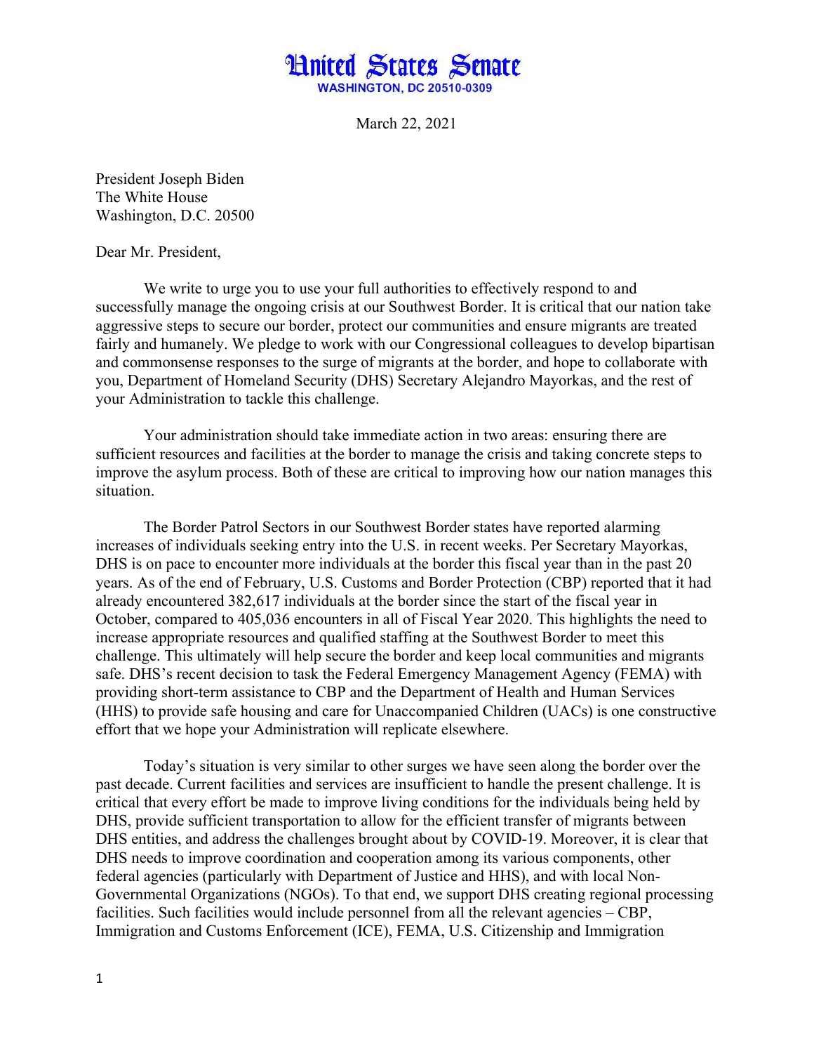# United States Senate

**WASHINGTON, DC 20510-0309**

March 22, 2021

President Joseph Biden
The White House
Washington, D.C. 20500

Dear Mr. President,

We write to urge you to use your full authorities to effectively respond to and successfully manage the ongoing crisis at our Southwest Border. It is critical that our nation take aggressive steps to secure our border, protect our communities and ensure migrants are treated fairly and humanely. We pledge to work with our Congressional colleagues to develop bipartisan and commonsense responses to the surge of migrants at the border, and hope to collaborate with you, Department of Homeland Security (DHS) Secretary Alejandro Mayorkas, and the rest of your Administration to tackle this challenge.

Your administration should take immediate action in two areas: ensuring there are sufficient resources and facilities at the border to manage the crisis and taking concrete steps to improve the asylum process. Both of these are critical to improving how our nation manages this situation.

The Border Patrol Sectors in our Southwest Border states have reported alarming increases of individuals seeking entry into the U.S. in recent weeks. Per Secretary Mayorkas, DHS is on pace to encounter more individuals at the border this fiscal year than in the past 20 years. As of the end of February, U.S. Customs and Border Protection (CBP) reported that it had already encountered 382,617 individuals at the border since the start of the fiscal year in October, compared to 405,036 encounters in all of Fiscal Year 2020. This highlights the need to increase appropriate resources and qualified staffing at the Southwest Border to meet this challenge. This ultimately will help secure the border and keep local communities and migrants safe. DHS's recent decision to task the Federal Emergency Management Agency (FEMA) with providing short-term assistance to CBP and the Department of Health and Human Services (HHS) to provide safe housing and care for Unaccompanied Children (UACs) is one constructive effort that we hope your Administration will replicate elsewhere.

Today's situation is very similar to other surges we have seen along the border over the past decade. Current facilities and services are insufficient to handle the present challenge. It is critical that every effort be made to improve living conditions for the individuals being held by DHS, provide sufficient transportation to allow for the efficient transfer of migrants between DHS entities, and address the challenges brought about by COVID-19. Moreover, it is clear that DHS needs to improve coordination and cooperation among its various components, other federal agencies (particularly with Department of Justice and HHS), and with local Non-Governmental Organizations (NGOs). To that end, we support DHS creating regional processing facilities. Such facilities would include personnel from all the relevant agencies – CBP, Immigration and Customs Enforcement (ICE), FEMA, U.S. Citizenship and Immigration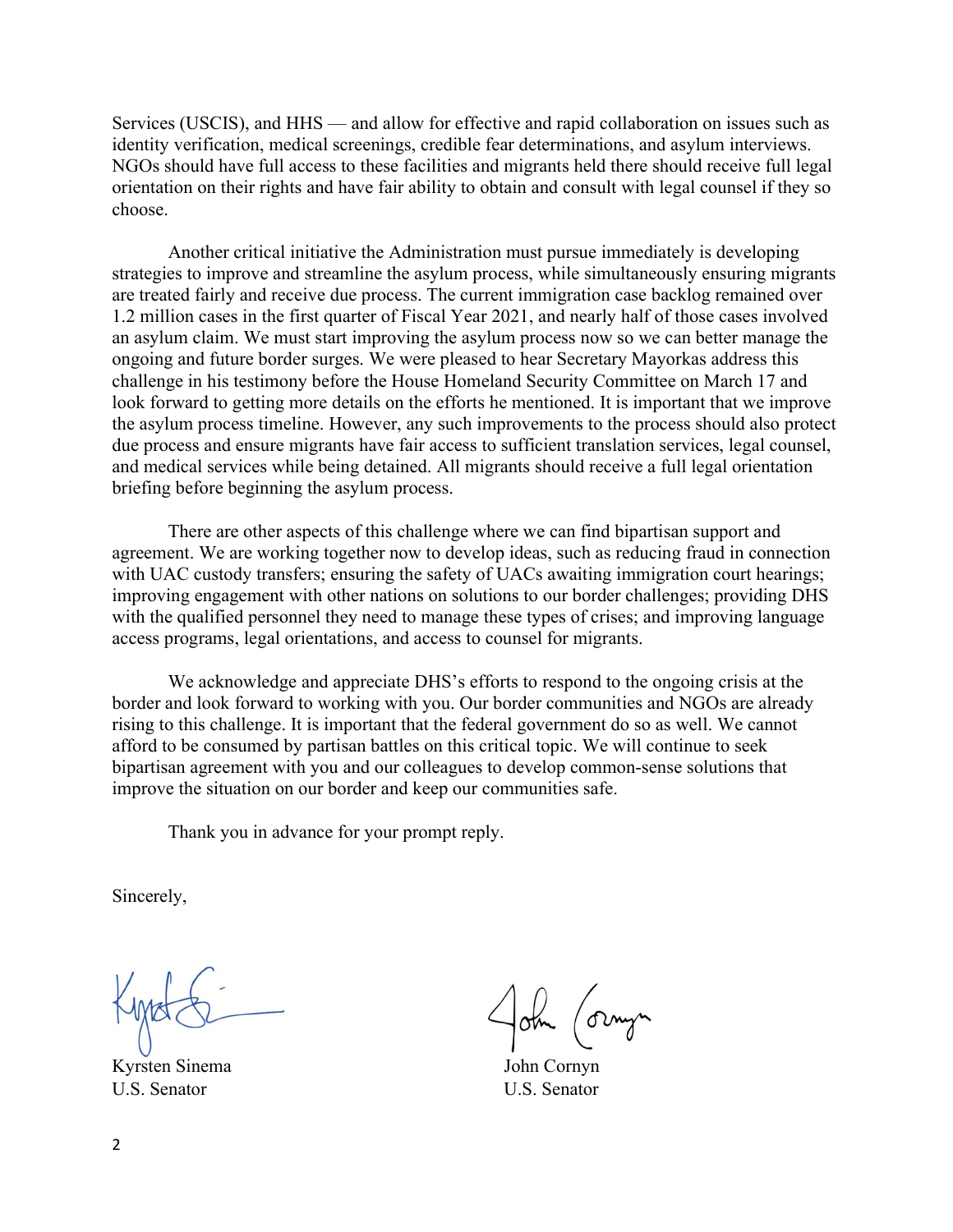Services (USCIS), and HHS — and allow for effective and rapid collaboration on issues such as identity verification, medical screenings, credible fear determinations, and asylum interviews. NGOs should have full access to these facilities and migrants held there should receive full legal orientation on their rights and have fair ability to obtain and consult with legal counsel if they so choose.

Another critical initiative the Administration must pursue immediately is developing strategies to improve and streamline the asylum process, while simultaneously ensuring migrants are treated fairly and receive due process. The current immigration case backlog remained over 1.2 million cases in the first quarter of Fiscal Year 2021, and nearly half of those cases involved an asylum claim. We must start improving the asylum process now so we can better manage the ongoing and future border surges. We were pleased to hear Secretary Mayorkas address this challenge in his testimony before the House Homeland Security Committee on March 17 and look forward to getting more details on the efforts he mentioned. It is important that we improve the asylum process timeline. However, any such improvements to the process should also protect due process and ensure migrants have fair access to sufficient translation services, legal counsel, and medical services while being detained. All migrants should receive a full legal orientation briefing before beginning the asylum process.

There are other aspects of this challenge where we can find bipartisan support and agreement. We are working together now to develop ideas, such as reducing fraud in connection with UAC custody transfers; ensuring the safety of UACs awaiting immigration court hearings; improving engagement with other nations on solutions to our border challenges; providing DHS with the qualified personnel they need to manage these types of crises; and improving language access programs, legal orientations, and access to counsel for migrants.

We acknowledge and appreciate DHS's efforts to respond to the ongoing crisis at the border and look forward to working with you. Our border communities and NGOs are already rising to this challenge. It is important that the federal government do so as well. We cannot afford to be consumed by partisan battles on this critical topic. We will continue to seek bipartisan agreement with you and our colleagues to develop common-sense solutions that improve the situation on our border and keep our communities safe.

Thank you in advance for your prompt reply.

Sincerely,

Kyrsten Sinema
U.S. Senator

John Cornyn
U.S. Senator